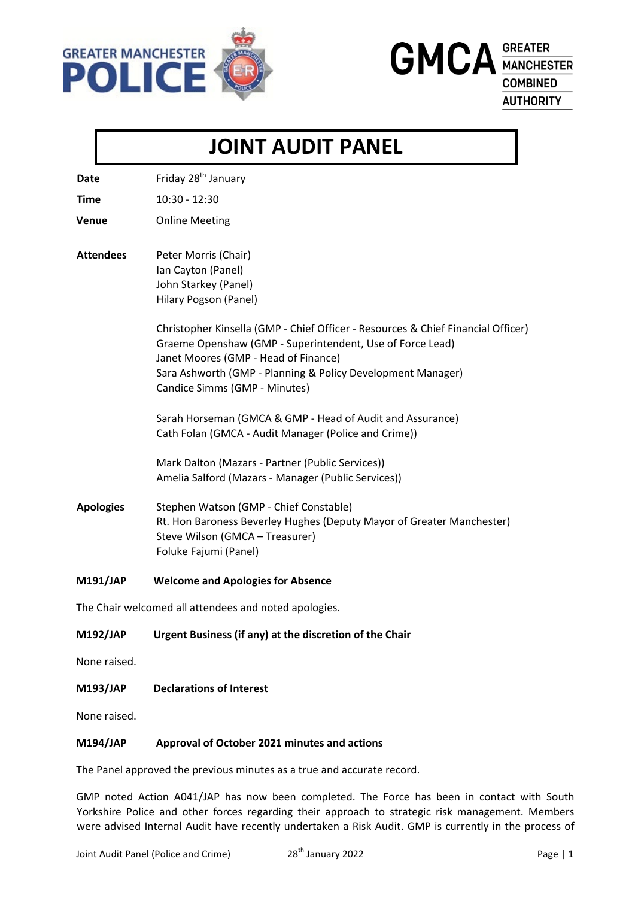GREATER MANCHESTER POLICE

GMCA GREATER MANCHESTER COMBINED AUTHORITY

# JOINT AUDIT PANEL

**Date** Friday 28th January

**Time** 10:30 - 12:30

**Venue** Online Meeting

**Attendees**

Peter Morris (Chair)
Ian Cayton (Panel)
John Starkey (Panel)
Hilary Pogson (Panel)

Christopher Kinsella (GMP - Chief Officer - Resources & Chief Financial Officer)
Graeme Openshaw (GMP - Superintendent, Use of Force Lead)
Janet Moores (GMP - Head of Finance)
Sara Ashworth (GMP - Planning & Policy Development Manager)
Candice Simms (GMP - Minutes)

Sarah Horseman (GMCA & GMP - Head of Audit and Assurance)
Cath Folan (GMCA - Audit Manager (Police and Crime))

Mark Dalton (Mazars - Partner (Public Services))
Amelia Salford (Mazars - Manager (Public Services))

**Apologies**

Stephen Watson (GMP - Chief Constable)
Rt. Hon Baroness Beverley Hughes (Deputy Mayor of Greater Manchester)
Steve Wilson (GMCA – Treasurer)
Foluke Fajumi (Panel)

**M191/JAP Welcome and Apologies for Absence**

The Chair welcomed all attendees and noted apologies.

**M192/JAP Urgent Business (if any) at the discretion of the Chair**

None raised.

**M193/JAP Declarations of Interest**

None raised.

**M194/JAP Approval of October 2021 minutes and actions**

The Panel approved the previous minutes as a true and accurate record.

GMP noted Action A041/JAP has now been completed. The Force has been in contact with South Yorkshire Police and other forces regarding their approach to strategic risk management. Members were advised Internal Audit have recently undertaken a Risk Audit. GMP is currently in the process of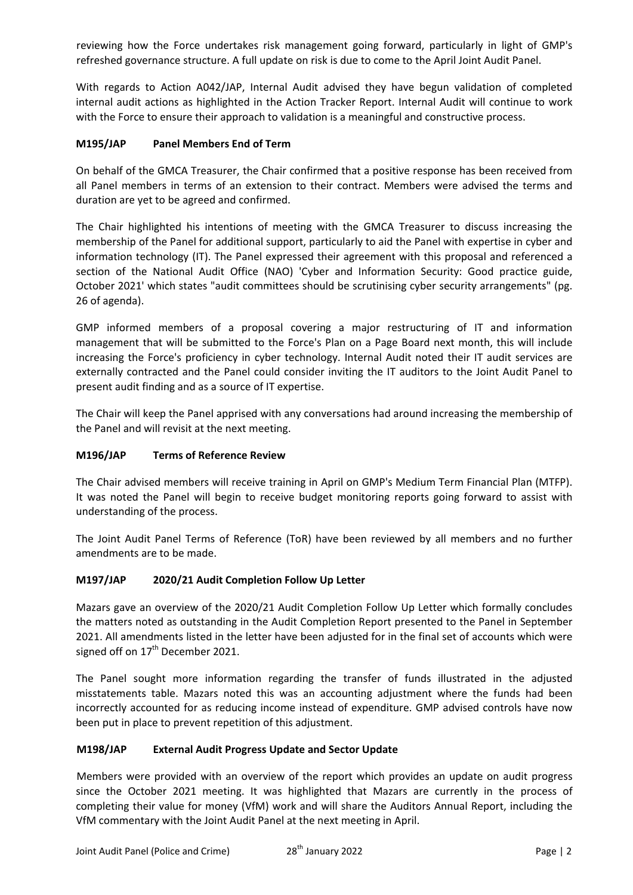reviewing how the Force undertakes risk management going forward, particularly in light of GMP's refreshed governance structure. A full update on risk is due to come to the April Joint Audit Panel.

With regards to Action A042/JAP, Internal Audit advised they have begun validation of completed internal audit actions as highlighted in the Action Tracker Report. Internal Audit will continue to work with the Force to ensure their approach to validation is a meaningful and constructive process.

### M195/JAP Panel Members End of Term

On behalf of the GMCA Treasurer, the Chair confirmed that a positive response has been received from all Panel members in terms of an extension to their contract. Members were advised the terms and duration are yet to be agreed and confirmed.

The Chair highlighted his intentions of meeting with the GMCA Treasurer to discuss increasing the membership of the Panel for additional support, particularly to aid the Panel with expertise in cyber and information technology (IT). The Panel expressed their agreement with this proposal and referenced a section of the National Audit Office (NAO) 'Cyber and Information Security: Good practice guide, October 2021' which states "audit committees should be scrutinising cyber security arrangements" (pg. 26 of agenda).

GMP informed members of a proposal covering a major restructuring of IT and information management that will be submitted to the Force's Plan on a Page Board next month, this will include increasing the Force's proficiency in cyber technology. Internal Audit noted their IT audit services are externally contracted and the Panel could consider inviting the IT auditors to the Joint Audit Panel to present audit finding and as a source of IT expertise.

The Chair will keep the Panel apprised with any conversations had around increasing the membership of the Panel and will revisit at the next meeting.

### M196/JAP Terms of Reference Review

The Chair advised members will receive training in April on GMP's Medium Term Financial Plan (MTFP). It was noted the Panel will begin to receive budget monitoring reports going forward to assist with understanding of the process.

The Joint Audit Panel Terms of Reference (ToR) have been reviewed by all members and no further amendments are to be made.

### M197/JAP 2020/21 Audit Completion Follow Up Letter

Mazars gave an overview of the 2020/21 Audit Completion Follow Up Letter which formally concludes the matters noted as outstanding in the Audit Completion Report presented to the Panel in September 2021. All amendments listed in the letter have been adjusted for in the final set of accounts which were signed off on 17th December 2021.

The Panel sought more information regarding the transfer of funds illustrated in the adjusted misstatements table. Mazars noted this was an accounting adjustment where the funds had been incorrectly accounted for as reducing income instead of expenditure. GMP advised controls have now been put in place to prevent repetition of this adjustment.

### M198/JAP External Audit Progress Update and Sector Update

Members were provided with an overview of the report which provides an update on audit progress since the October 2021 meeting. It was highlighted that Mazars are currently in the process of completing their value for money (VfM) work and will share the Auditors Annual Report, including the VfM commentary with the Joint Audit Panel at the next meeting in April.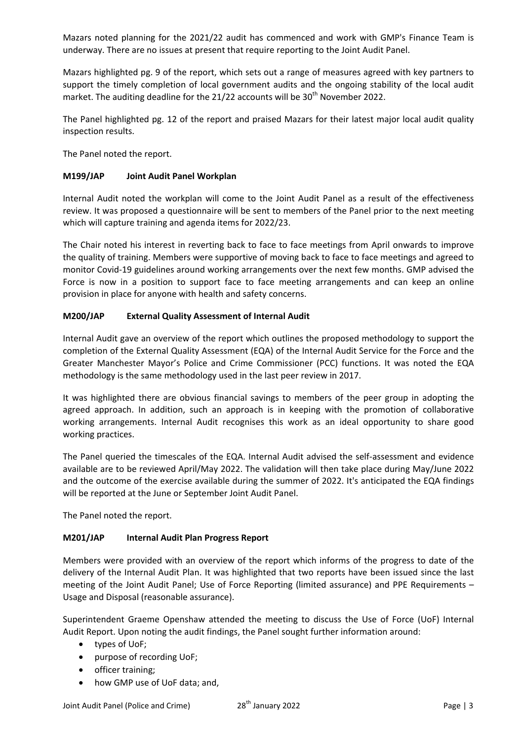Mazars noted planning for the 2021/22 audit has commenced and work with GMP's Finance Team is underway. There are no issues at present that require reporting to the Joint Audit Panel.

Mazars highlighted pg. 9 of the report, which sets out a range of measures agreed with key partners to support the timely completion of local government audits and the ongoing stability of the local audit market. The auditing deadline for the 21/22 accounts will be 30th November 2022.

The Panel highlighted pg. 12 of the report and praised Mazars for their latest major local audit quality inspection results.

The Panel noted the report.

### M199/JAP Joint Audit Panel Workplan

Internal Audit noted the workplan will come to the Joint Audit Panel as a result of the effectiveness review. It was proposed a questionnaire will be sent to members of the Panel prior to the next meeting which will capture training and agenda items for 2022/23.

The Chair noted his interest in reverting back to face to face meetings from April onwards to improve the quality of training. Members were supportive of moving back to face to face meetings and agreed to monitor Covid-19 guidelines around working arrangements over the next few months. GMP advised the Force is now in a position to support face to face meeting arrangements and can keep an online provision in place for anyone with health and safety concerns.

### M200/JAP External Quality Assessment of Internal Audit

Internal Audit gave an overview of the report which outlines the proposed methodology to support the completion of the External Quality Assessment (EQA) of the Internal Audit Service for the Force and the Greater Manchester Mayor's Police and Crime Commissioner (PCC) functions. It was noted the EQA methodology is the same methodology used in the last peer review in 2017.

It was highlighted there are obvious financial savings to members of the peer group in adopting the agreed approach. In addition, such an approach is in keeping with the promotion of collaborative working arrangements. Internal Audit recognises this work as an ideal opportunity to share good working practices.

The Panel queried the timescales of the EQA. Internal Audit advised the self-assessment and evidence available are to be reviewed April/May 2022. The validation will then take place during May/June 2022 and the outcome of the exercise available during the summer of 2022. It's anticipated the EQA findings will be reported at the June or September Joint Audit Panel.

The Panel noted the report.

### M201/JAP Internal Audit Plan Progress Report

Members were provided with an overview of the report which informs of the progress to date of the delivery of the Internal Audit Plan. It was highlighted that two reports have been issued since the last meeting of the Joint Audit Panel; Use of Force Reporting (limited assurance) and PPE Requirements – Usage and Disposal (reasonable assurance).

Superintendent Graeme Openshaw attended the meeting to discuss the Use of Force (UoF) Internal Audit Report. Upon noting the audit findings, the Panel sought further information around:

- types of UoF;
- purpose of recording UoF;
- officer training;
- how GMP use of UoF data; and,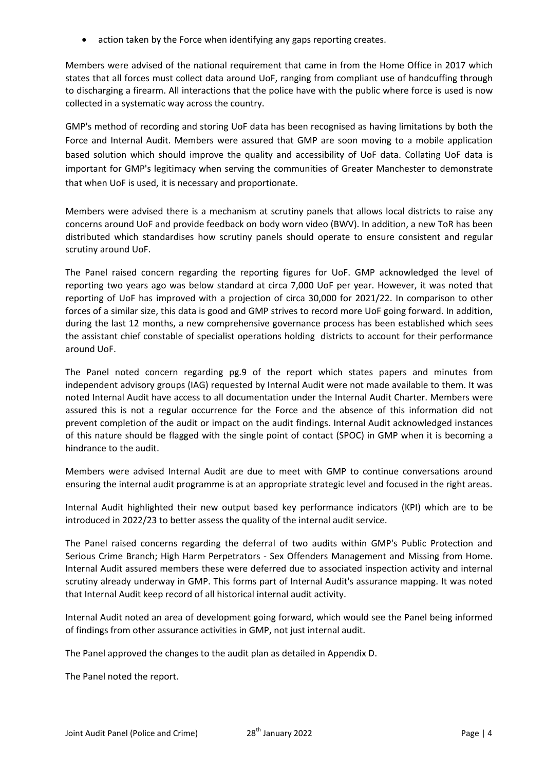- action taken by the Force when identifying any gaps reporting creates.

Members were advised of the national requirement that came in from the Home Office in 2017 which states that all forces must collect data around UoF, ranging from compliant use of handcuffing through to discharging a firearm. All interactions that the police have with the public where force is used is now collected in a systematic way across the country.

GMP's method of recording and storing UoF data has been recognised as having limitations by both the Force and Internal Audit. Members were assured that GMP are soon moving to a mobile application based solution which should improve the quality and accessibility of UoF data. Collating UoF data is important for GMP's legitimacy when serving the communities of Greater Manchester to demonstrate that when UoF is used, it is necessary and proportionate.

Members were advised there is a mechanism at scrutiny panels that allows local districts to raise any concerns around UoF and provide feedback on body worn video (BWV). In addition, a new ToR has been distributed which standardises how scrutiny panels should operate to ensure consistent and regular scrutiny around UoF.

The Panel raised concern regarding the reporting figures for UoF. GMP acknowledged the level of reporting two years ago was below standard at circa 7,000 UoF per year. However, it was noted that reporting of UoF has improved with a projection of circa 30,000 for 2021/22. In comparison to other forces of a similar size, this data is good and GMP strives to record more UoF going forward. In addition, during the last 12 months, a new comprehensive governance process has been established which sees the assistant chief constable of specialist operations holding districts to account for their performance around UoF.

The Panel noted concern regarding pg.9 of the report which states papers and minutes from independent advisory groups (IAG) requested by Internal Audit were not made available to them. It was noted Internal Audit have access to all documentation under the Internal Audit Charter. Members were assured this is not a regular occurrence for the Force and the absence of this information did not prevent completion of the audit or impact on the audit findings. Internal Audit acknowledged instances of this nature should be flagged with the single point of contact (SPOC) in GMP when it is becoming a hindrance to the audit.

Members were advised Internal Audit are due to meet with GMP to continue conversations around ensuring the internal audit programme is at an appropriate strategic level and focused in the right areas.

Internal Audit highlighted their new output based key performance indicators (KPI) which are to be introduced in 2022/23 to better assess the quality of the internal audit service.

The Panel raised concerns regarding the deferral of two audits within GMP's Public Protection and Serious Crime Branch; High Harm Perpetrators - Sex Offenders Management and Missing from Home. Internal Audit assured members these were deferred due to associated inspection activity and internal scrutiny already underway in GMP. This forms part of Internal Audit's assurance mapping. It was noted that Internal Audit keep record of all historical internal audit activity.

Internal Audit noted an area of development going forward, which would see the Panel being informed of findings from other assurance activities in GMP, not just internal audit.

The Panel approved the changes to the audit plan as detailed in Appendix D.

The Panel noted the report.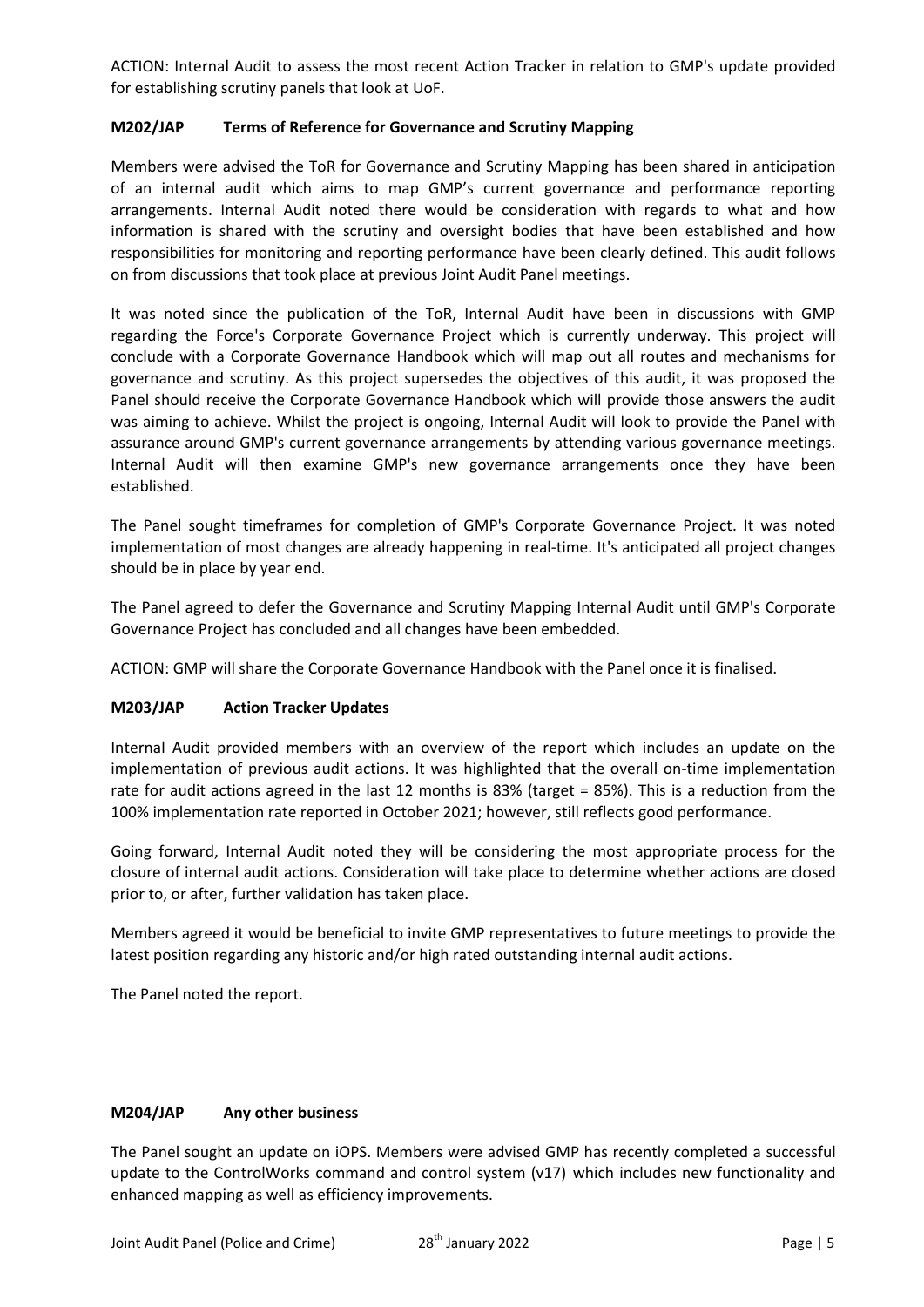ACTION: Internal Audit to assess the most recent Action Tracker in relation to GMP's update provided for establishing scrutiny panels that look at UoF.

### M202/JAP Terms of Reference for Governance and Scrutiny Mapping

Members were advised the ToR for Governance and Scrutiny Mapping has been shared in anticipation of an internal audit which aims to map GMP's current governance and performance reporting arrangements. Internal Audit noted there would be consideration with regards to what and how information is shared with the scrutiny and oversight bodies that have been established and how responsibilities for monitoring and reporting performance have been clearly defined. This audit follows on from discussions that took place at previous Joint Audit Panel meetings.

It was noted since the publication of the ToR, Internal Audit have been in discussions with GMP regarding the Force's Corporate Governance Project which is currently underway. This project will conclude with a Corporate Governance Handbook which will map out all routes and mechanisms for governance and scrutiny. As this project supersedes the objectives of this audit, it was proposed the Panel should receive the Corporate Governance Handbook which will provide those answers the audit was aiming to achieve. Whilst the project is ongoing, Internal Audit will look to provide the Panel with assurance around GMP's current governance arrangements by attending various governance meetings. Internal Audit will then examine GMP's new governance arrangements once they have been established.

The Panel sought timeframes for completion of GMP's Corporate Governance Project. It was noted implementation of most changes are already happening in real-time. It's anticipated all project changes should be in place by year end.

The Panel agreed to defer the Governance and Scrutiny Mapping Internal Audit until GMP's Corporate Governance Project has concluded and all changes have been embedded.

ACTION: GMP will share the Corporate Governance Handbook with the Panel once it is finalised.

### M203/JAP Action Tracker Updates

Internal Audit provided members with an overview of the report which includes an update on the implementation of previous audit actions. It was highlighted that the overall on-time implementation rate for audit actions agreed in the last 12 months is 83% (target = 85%). This is a reduction from the 100% implementation rate reported in October 2021; however, still reflects good performance.

Going forward, Internal Audit noted they will be considering the most appropriate process for the closure of internal audit actions. Consideration will take place to determine whether actions are closed prior to, or after, further validation has taken place.

Members agreed it would be beneficial to invite GMP representatives to future meetings to provide the latest position regarding any historic and/or high rated outstanding internal audit actions.

The Panel noted the report.

### M204/JAP Any other business

The Panel sought an update on iOPS. Members were advised GMP has recently completed a successful update to the ControlWorks command and control system (v17) which includes new functionality and enhanced mapping as well as efficiency improvements.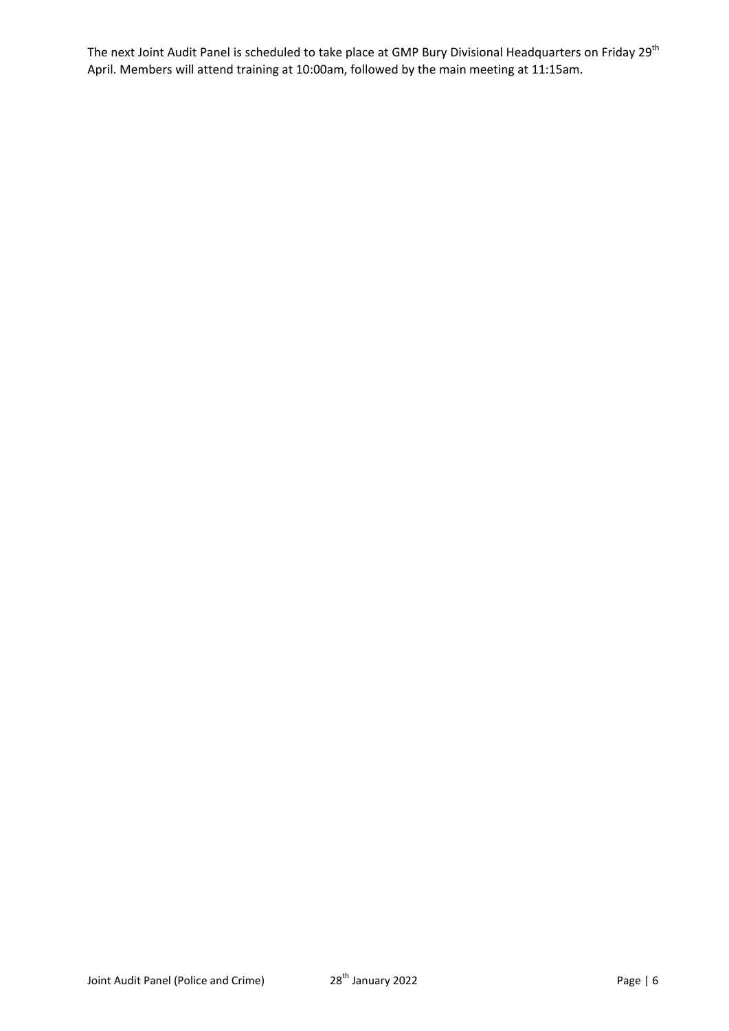The next Joint Audit Panel is scheduled to take place at GMP Bury Divisional Headquarters on Friday 29th April. Members will attend training at 10:00am, followed by the main meeting at 11:15am.